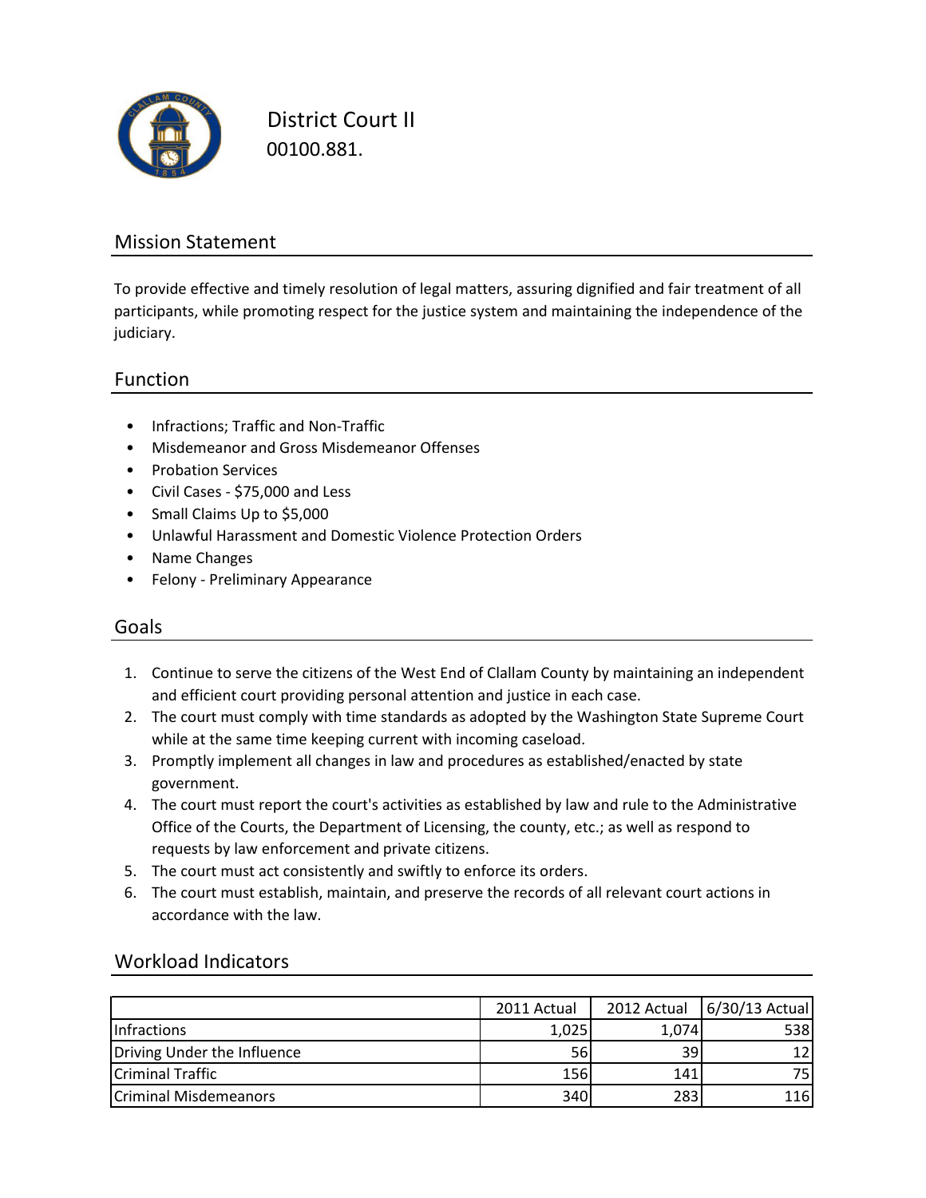# District Court II

00100.881.

## Mission Statement

To provide effective and timely resolution of legal matters, assuring dignified and fair treatment of all participants, while promoting respect for the justice system and maintaining the independence of the judiciary.

## Function

- Infractions; Traffic and Non-Traffic
- Misdemeanor and Gross Misdemeanor Offenses
- Probation Services
- Civil Cases - $75,000 and Less
- Small Claims Up to $5,000
- Unlawful Harassment and Domestic Violence Protection Orders
- Name Changes
- Felony - Preliminary Appearance

## Goals

1. Continue to serve the citizens of the West End of Clallam County by maintaining an independent and efficient court providing personal attention and justice in each case.
2. The court must comply with time standards as adopted by the Washington State Supreme Court while at the same time keeping current with incoming caseload.
3. Promptly implement all changes in law and procedures as established/enacted by state government.
4. The court must report the court's activities as established by law and rule to the Administrative Office of the Courts, the Department of Licensing, the county, etc.; as well as respond to requests by law enforcement and private citizens.
5. The court must act consistently and swiftly to enforce its orders.
6. The court must establish, maintain, and preserve the records of all relevant court actions in accordance with the law.

## Workload Indicators

| | 2011 Actual | 2012 Actual | 6/30/13 Actual |
|---|---|---|---|
| Infractions | 1,025 | 1,074 | 538 |
| Driving Under the Influence | 56 | 39 | 12 |
| Criminal Traffic | 156 | 141 | 75 |
| Criminal Misdemeanors | 340 | 283 | 116 |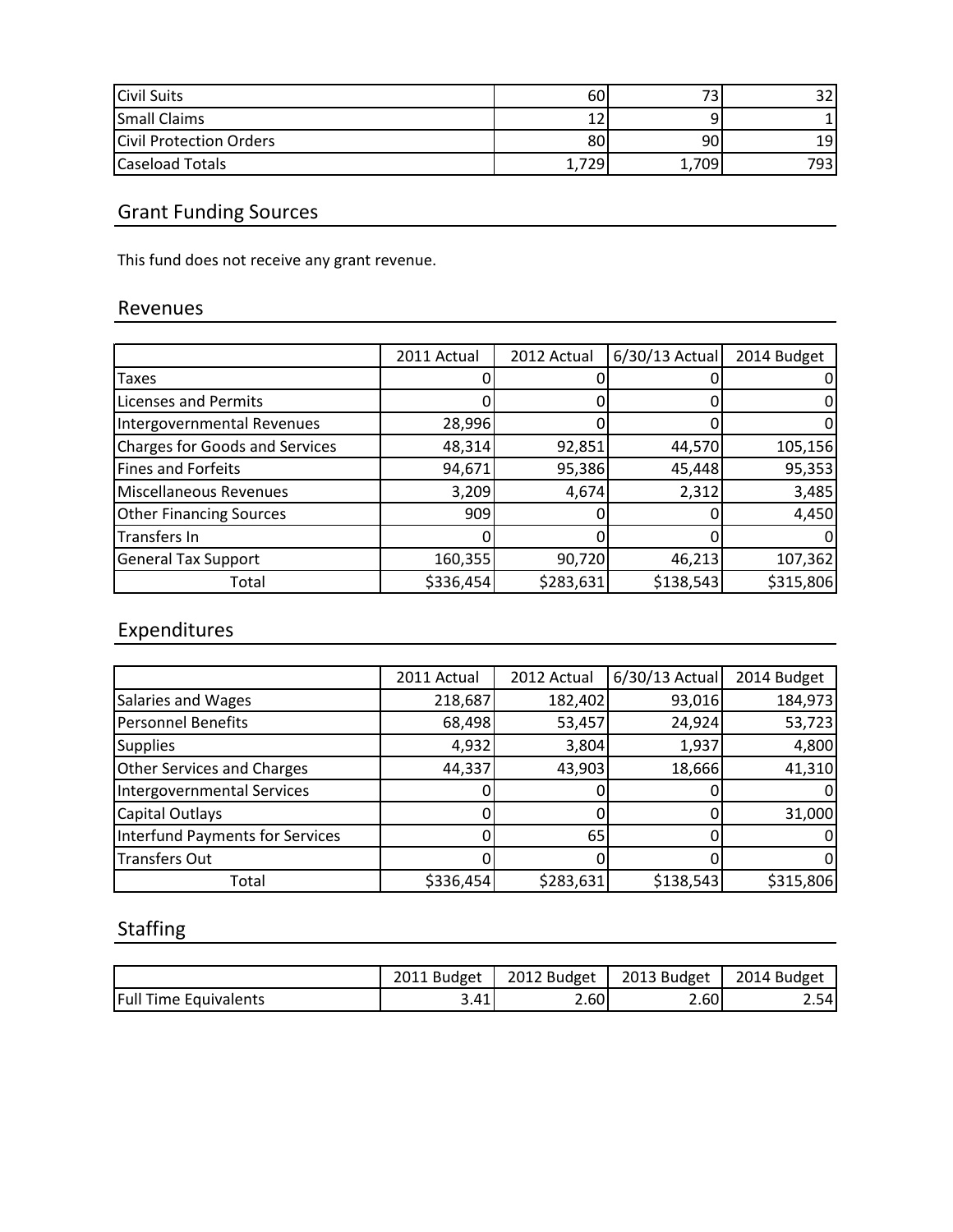| | | | |
|---|---|---|---|
| Civil Suits | 60 | 73 | 32 |
| Small Claims | 12 | 9 | 1 |
| Civil Protection Orders | 80 | 90 | 19 |
| Caseload Totals | 1,729 | 1,709 | 793 |

## Grant Funding Sources

This fund does not receive any grant revenue.

## Revenues

| | 2011 Actual | 2012 Actual | 6/30/13 Actual | 2014 Budget |
|---|---|---|---|---|
| Taxes | 0 | 0 | 0 | 0 |
| Licenses and Permits | 0 | 0 | 0 | 0 |
| Intergovernmental Revenues | 28,996 | 0 | 0 | 0 |
| Charges for Goods and Services | 48,314 | 92,851 | 44,570 | 105,156 |
| Fines and Forfeits | 94,671 | 95,386 | 45,448 | 95,353 |
| Miscellaneous Revenues | 3,209 | 4,674 | 2,312 | 3,485 |
| Other Financing Sources | 909 | 0 | 0 | 4,450 |
| Transfers In | 0 | 0 | 0 | 0 |
| General Tax Support | 160,355 | 90,720 | 46,213 | 107,362 |
| Total | $336,454 | $283,631 | $138,543 | $315,806 |

## Expenditures

| | 2011 Actual | 2012 Actual | 6/30/13 Actual | 2014 Budget |
|---|---|---|---|---|
| Salaries and Wages | 218,687 | 182,402 | 93,016 | 184,973 |
| Personnel Benefits | 68,498 | 53,457 | 24,924 | 53,723 |
| Supplies | 4,932 | 3,804 | 1,937 | 4,800 |
| Other Services and Charges | 44,337 | 43,903 | 18,666 | 41,310 |
| Intergovernmental Services | 0 | 0 | 0 | 0 |
| Capital Outlays | 0 | 0 | 0 | 31,000 |
| Interfund Payments for Services | 0 | 65 | 0 | 0 |
| Transfers Out | 0 | 0 | 0 | 0 |
| Total | $336,454 | $283,631 | $138,543 | $315,806 |

## Staffing

| | 2011 Budget | 2012 Budget | 2013 Budget | 2014 Budget |
|---|---|---|---|---|
| Full Time Equivalents | 3.41 | 2.60 | 2.60 | 2.54 |